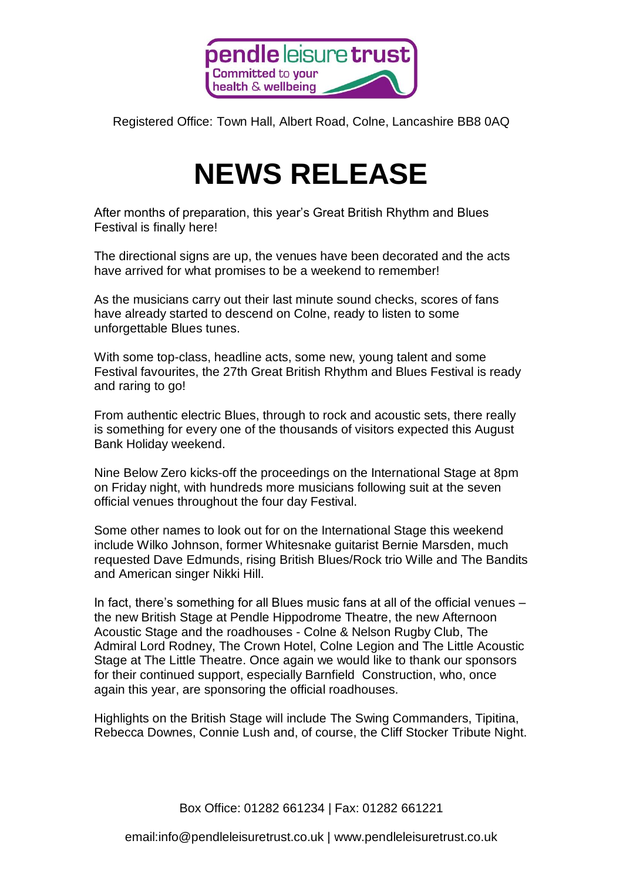pendle leisure trust
Committed to your health & wellbeing

Registered Office: Town Hall, Albert Road, Colne, Lancashire BB8 0AQ

# NEWS RELEASE

After months of preparation, this year's Great British Rhythm and Blues Festival is finally here!

The directional signs are up, the venues have been decorated and the acts have arrived for what promises to be a weekend to remember!

As the musicians carry out their last minute sound checks, scores of fans have already started to descend on Colne, ready to listen to some unforgettable Blues tunes.

With some top-class, headline acts, some new, young talent and some Festival favourites, the 27th Great British Rhythm and Blues Festival is ready and raring to go!

From authentic electric Blues, through to rock and acoustic sets, there really is something for every one of the thousands of visitors expected this August Bank Holiday weekend.

Nine Below Zero kicks-off the proceedings on the International Stage at 8pm on Friday night, with hundreds more musicians following suit at the seven official venues throughout the four day Festival.

Some other names to look out for on the International Stage this weekend include Wilko Johnson, former Whitesnake guitarist Bernie Marsden, much requested Dave Edmunds, rising British Blues/Rock trio Wille and The Bandits and American singer Nikki Hill.

In fact, there's something for all Blues music fans at all of the official venues – the new British Stage at Pendle Hippodrome Theatre, the new Afternoon Acoustic Stage and the roadhouses - Colne & Nelson Rugby Club, The Admiral Lord Rodney, The Crown Hotel, Colne Legion and The Little Acoustic Stage at The Little Theatre. Once again we would like to thank our sponsors for their continued support, especially Barnfield Construction, who, once again this year, are sponsoring the official roadhouses.

Highlights on the British Stage will include The Swing Commanders, Tipitina, Rebecca Downes, Connie Lush and, of course, the Cliff Stocker Tribute Night.

Box Office: 01282 661234 | Fax: 01282 661221

email:info@pendleleisuretrust.co.uk | www.pendleleisuretrust.co.uk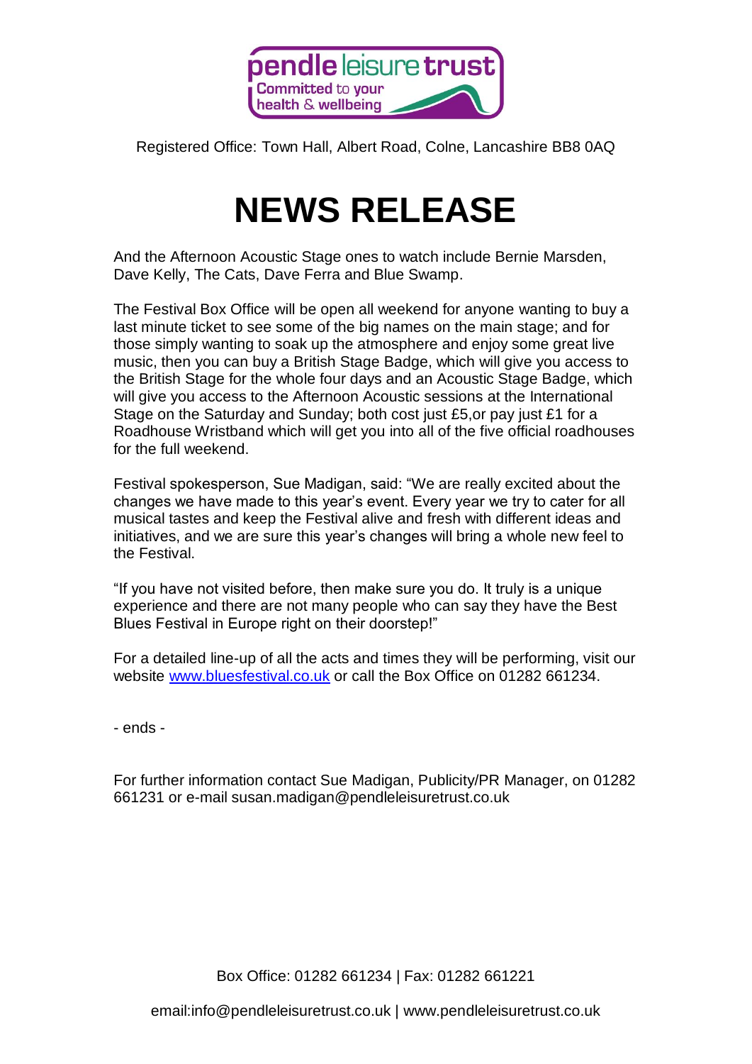Registered Office: Town Hall, Albert Road, Colne, Lancashire BB8 0AQ

# NEWS RELEASE

And the Afternoon Acoustic Stage ones to watch include Bernie Marsden, Dave Kelly, The Cats, Dave Ferra and Blue Swamp.

The Festival Box Office will be open all weekend for anyone wanting to buy a last minute ticket to see some of the big names on the main stage; and for those simply wanting to soak up the atmosphere and enjoy some great live music, then you can buy a British Stage Badge, which will give you access to the British Stage for the whole four days and an Acoustic Stage Badge, which will give you access to the Afternoon Acoustic sessions at the International Stage on the Saturday and Sunday; both cost just £5,or pay just £1 for a Roadhouse Wristband which will get you into all of the five official roadhouses for the full weekend.

Festival spokesperson, Sue Madigan, said: "We are really excited about the changes we have made to this year's event. Every year we try to cater for all musical tastes and keep the Festival alive and fresh with different ideas and initiatives, and we are sure this year's changes will bring a whole new feel to the Festival.

"If you have not visited before, then make sure you do. It truly is a unique experience and there are not many people who can say they have the Best Blues Festival in Europe right on their doorstep!"

For a detailed line-up of all the acts and times they will be performing, visit our website www.bluesfestival.co.uk or call the Box Office on 01282 661234.

- ends -

For further information contact Sue Madigan, Publicity/PR Manager, on 01282 661231 or e-mail susan.madigan@pendleleisuretrust.co.uk

Box Office: 01282 661234 | Fax: 01282 661221

email:info@pendleleisuretrust.co.uk | www.pendleleisuretrust.co.uk